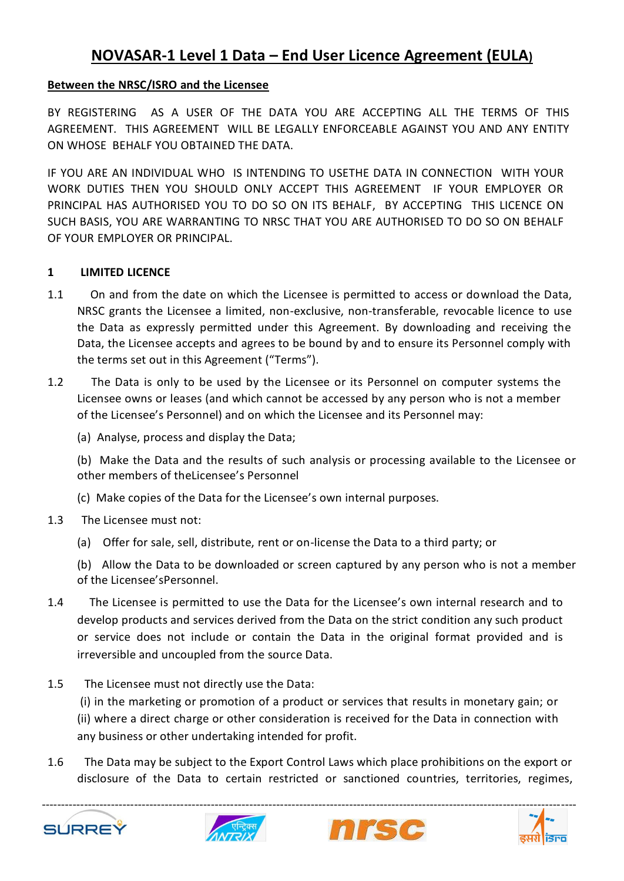# NOVASAR-1 Level 1 Data – End User Licence Agreement (EULA)

**Between the NRSC/ISRO and the Licensee**

BY REGISTERING AS A USER OF THE DATA YOU ARE ACCEPTING ALL THE TERMS OF THIS AGREEMENT. THIS AGREEMENT WILL BE LEGALLY ENFORCEABLE AGAINST YOU AND ANY ENTITY ON WHOSE BEHALF YOU OBTAINED THE DATA.

IF YOU ARE AN INDIVIDUAL WHO IS INTENDING TO USETHE DATA IN CONNECTION WITH YOUR WORK DUTIES THEN YOU SHOULD ONLY ACCEPT THIS AGREEMENT IF YOUR EMPLOYER OR PRINCIPAL HAS AUTHORISED YOU TO DO SO ON ITS BEHALF, BY ACCEPTING THIS LICENCE ON SUCH BASIS, YOU ARE WARRANTING TO NRSC THAT YOU ARE AUTHORISED TO DO SO ON BEHALF OF YOUR EMPLOYER OR PRINCIPAL.

## 1 LIMITED LICENCE

1.1 On and from the date on which the Licensee is permitted to access or download the Data, NRSC grants the Licensee a limited, non-exclusive, non-transferable, revocable licence to use the Data as expressly permitted under this Agreement. By downloading and receiving the Data, the Licensee accepts and agrees to be bound by and to ensure its Personnel comply with the terms set out in this Agreement ("Terms").

1.2 The Data is only to be used by the Licensee or its Personnel on computer systems the Licensee owns or leases (and which cannot be accessed by any person who is not a member of the Licensee's Personnel) and on which the Licensee and its Personnel may:

(a) Analyse, process and display the Data;

(b) Make the Data and the results of such analysis or processing available to the Licensee or other members of theLicensee's Personnel

(c) Make copies of the Data for the Licensee's own internal purposes.

1.3 The Licensee must not:

(a) Offer for sale, sell, distribute, rent or on-license the Data to a third party; or

(b) Allow the Data to be downloaded or screen captured by any person who is not a member of the Licensee'sPersonnel.

1.4 The Licensee is permitted to use the Data for the Licensee's own internal research and to develop products and services derived from the Data on the strict condition any such product or service does not include or contain the Data in the original format provided and is irreversible and uncoupled from the source Data.

1.5 The Licensee must not directly use the Data:
(i) in the marketing or promotion of a product or services that results in monetary gain; or
(ii) where a direct charge or other consideration is received for the Data in connection with any business or other undertaking intended for profit.

1.6 The Data may be subject to the Export Control Laws which place prohibitions on the export or disclosure of the Data to certain restricted or sanctioned countries, territories, regimes,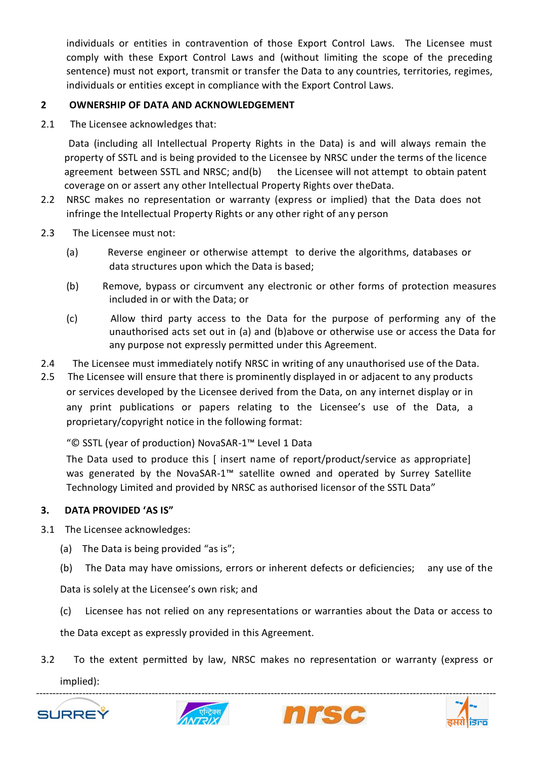individuals or entities in contravention of those Export Control Laws. The Licensee must comply with these Export Control Laws and (without limiting the scope of the preceding sentence) must not export, transmit or transfer the Data to any countries, territories, regimes, individuals or entities except in compliance with the Export Control Laws.

## 2 OWNERSHIP OF DATA AND ACKNOWLEDGEMENT

2.1 The Licensee acknowledges that:

Data (including all Intellectual Property Rights in the Data) is and will always remain the property of SSTL and is being provided to the Licensee by NRSC under the terms of the licence agreement between SSTL and NRSC; and(b) the Licensee will not attempt to obtain patent coverage on or assert any other Intellectual Property Rights over theData.

2.2 NRSC makes no representation or warranty (express or implied) that the Data does not infringe the Intellectual Property Rights or any other right of any person

2.3 The Licensee must not:

(a) Reverse engineer or otherwise attempt to derive the algorithms, databases or data structures upon which the Data is based;

(b) Remove, bypass or circumvent any electronic or other forms of protection measures included in or with the Data; or

(c) Allow third party access to the Data for the purpose of performing any of the unauthorised acts set out in (a) and (b)above or otherwise use or access the Data for any purpose not expressly permitted under this Agreement.

2.4 The Licensee must immediately notify NRSC in writing of any unauthorised use of the Data.

2.5 The Licensee will ensure that there is prominently displayed in or adjacent to any products or services developed by the Licensee derived from the Data, on any internet display or in any print publications or papers relating to the Licensee's use of the Data, a proprietary/copyright notice in the following format:

"© SSTL (year of production) NovaSAR-1™ Level 1 Data

The Data used to produce this [ insert name of report/product/service as appropriate] was generated by the NovaSAR-1™ satellite owned and operated by Surrey Satellite Technology Limited and provided by NRSC as authorised licensor of the SSTL Data"

## 3. DATA PROVIDED 'AS IS"

3.1 The Licensee acknowledges:

(a) The Data is being provided "as is";

(b) The Data may have omissions, errors or inherent defects or deficiencies; any use of the Data is solely at the Licensee's own risk; and

(c) Licensee has not relied on any representations or warranties about the Data or access to the Data except as expressly provided in this Agreement.

3.2 To the extent permitted by law, NRSC makes no representation or warranty (express or implied):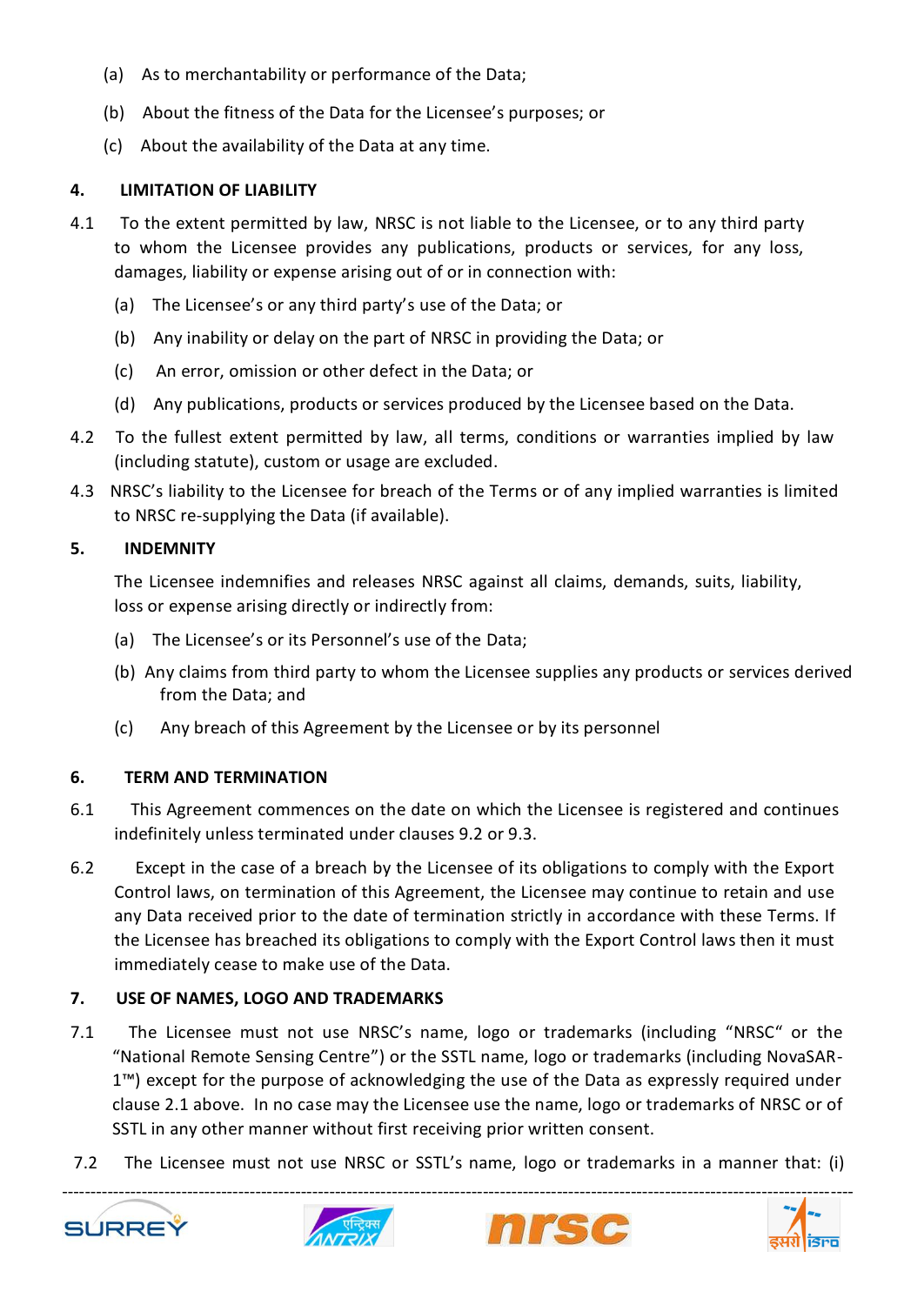(a) As to merchantability or performance of the Data;

(b) About the fitness of the Data for the Licensee's purposes; or

(c) About the availability of the Data at any time.

## 4. LIMITATION OF LIABILITY

4.1 To the extent permitted by law, NRSC is not liable to the Licensee, or to any third party to whom the Licensee provides any publications, products or services, for any loss, damages, liability or expense arising out of or in connection with:

(a) The Licensee's or any third party's use of the Data; or

(b) Any inability or delay on the part of NRSC in providing the Data; or

(c) An error, omission or other defect in the Data; or

(d) Any publications, products or services produced by the Licensee based on the Data.

4.2 To the fullest extent permitted by law, all terms, conditions or warranties implied by law (including statute), custom or usage are excluded.

4.3 NRSC's liability to the Licensee for breach of the Terms or of any implied warranties is limited to NRSC re-supplying the Data (if available).

## 5. INDEMNITY

The Licensee indemnifies and releases NRSC against all claims, demands, suits, liability, loss or expense arising directly or indirectly from:

(a) The Licensee's or its Personnel's use of the Data;

(b) Any claims from third party to whom the Licensee supplies any products or services derived from the Data; and

(c) Any breach of this Agreement by the Licensee or by its personnel

## 6. TERM AND TERMINATION

6.1 This Agreement commences on the date on which the Licensee is registered and continues indefinitely unless terminated under clauses 9.2 or 9.3.

6.2 Except in the case of a breach by the Licensee of its obligations to comply with the Export Control laws, on termination of this Agreement, the Licensee may continue to retain and use any Data received prior to the date of termination strictly in accordance with these Terms. If the Licensee has breached its obligations to comply with the Export Control laws then it must immediately cease to make use of the Data.

## 7. USE OF NAMES, LOGO AND TRADEMARKS

7.1 The Licensee must not use NRSC's name, logo or trademarks (including "NRSC" or the "National Remote Sensing Centre") or the SSTL name, logo or trademarks (including NovaSAR-1™) except for the purpose of acknowledging the use of the Data as expressly required under clause 2.1 above. In no case may the Licensee use the name, logo or trademarks of NRSC or of SSTL in any other manner without first receiving prior written consent.

7.2 The Licensee must not use NRSC or SSTL's name, logo or trademarks in a manner that: (i)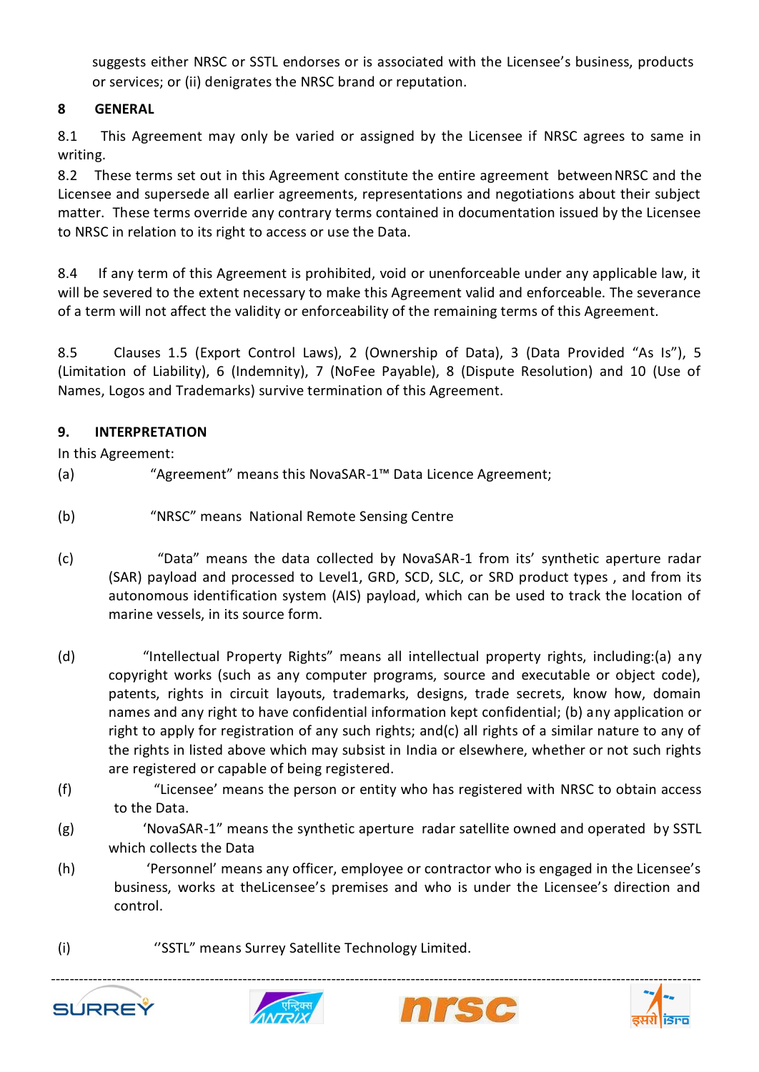suggests either NRSC or SSTL endorses or is associated with the Licensee's business, products or services; or (ii) denigrates the NRSC brand or reputation.

## 8 GENERAL

8.1 This Agreement may only be varied or assigned by the Licensee if NRSC agrees to same in writing.

8.2 These terms set out in this Agreement constitute the entire agreement between NRSC and the Licensee and supersede all earlier agreements, representations and negotiations about their subject matter. These terms override any contrary terms contained in documentation issued by the Licensee to NRSC in relation to its right to access or use the Data.

8.4 If any term of this Agreement is prohibited, void or unenforceable under any applicable law, it will be severed to the extent necessary to make this Agreement valid and enforceable. The severance of a term will not affect the validity or enforceability of the remaining terms of this Agreement.

8.5 Clauses 1.5 (Export Control Laws), 2 (Ownership of Data), 3 (Data Provided "As Is"), 5 (Limitation of Liability), 6 (Indemnity), 7 (NoFee Payable), 8 (Dispute Resolution) and 10 (Use of Names, Logos and Trademarks) survive termination of this Agreement.

## 9. INTERPRETATION

In this Agreement:

(a) "Agreement" means this NovaSAR-1™ Data Licence Agreement;

(b) "NRSC" means National Remote Sensing Centre

(c) "Data" means the data collected by NovaSAR-1 from its' synthetic aperture radar (SAR) payload and processed to Level1, GRD, SCD, SLC, or SRD product types , and from its autonomous identification system (AIS) payload, which can be used to track the location of marine vessels, in its source form.

(d) "Intellectual Property Rights" means all intellectual property rights, including:(a) any copyright works (such as any computer programs, source and executable or object code), patents, rights in circuit layouts, trademarks, designs, trade secrets, know how, domain names and any right to have confidential information kept confidential; (b) any application or right to apply for registration of any such rights; and(c) all rights of a similar nature to any of the rights in listed above which may subsist in India or elsewhere, whether or not such rights are registered or capable of being registered.

(f) "Licensee" means the person or entity who has registered with NRSC to obtain access to the Data.

(g) 'NovaSAR-1" means the synthetic aperture radar satellite owned and operated by SSTL which collects the Data

(h) 'Personnel' means any officer, employee or contractor who is engaged in the Licensee's business, works at theLicensee's premises and who is under the Licensee's direction and control.

(i) ''SSTL" means Surrey Satellite Technology Limited.